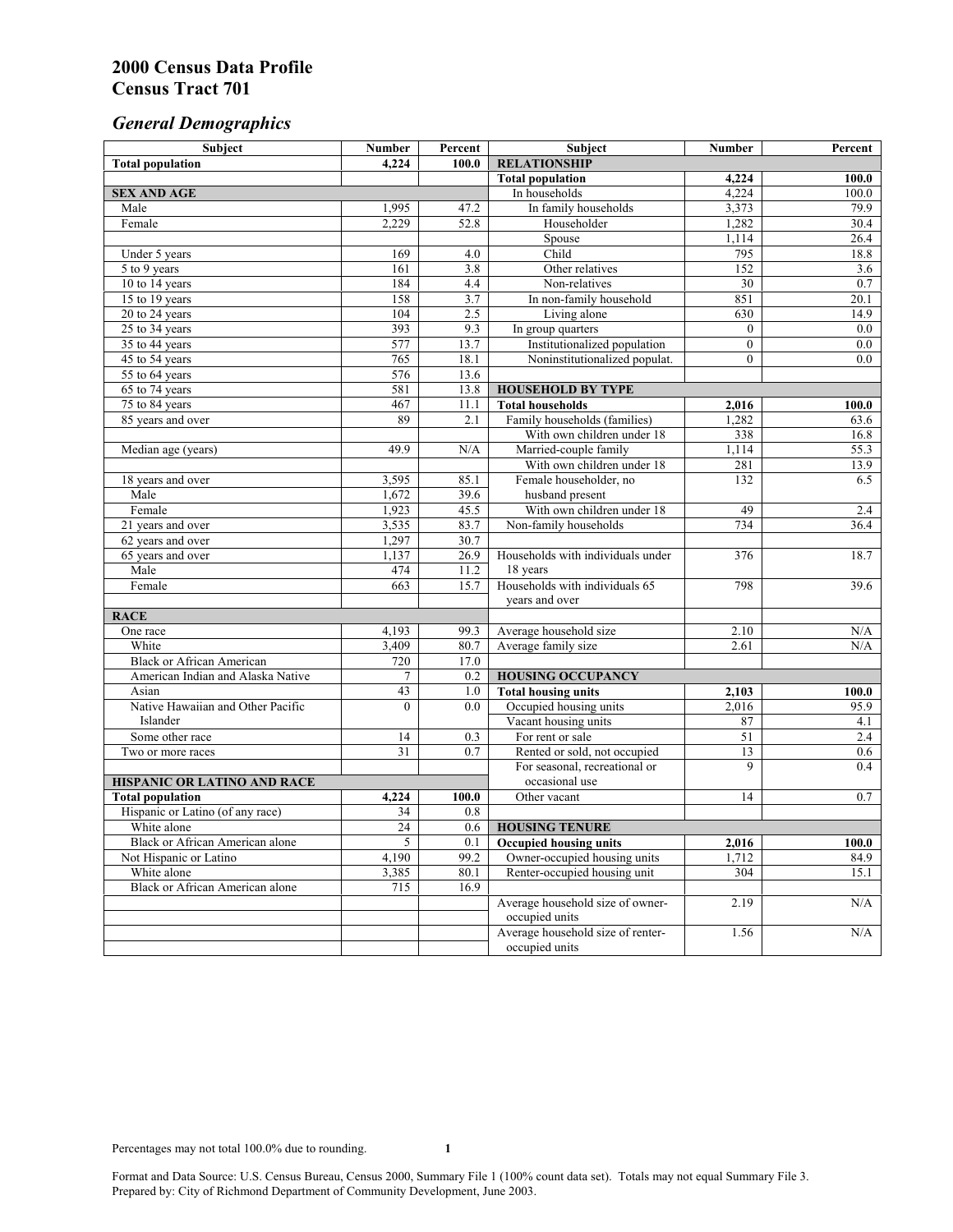# 2000 Census Data Profile
# Census Tract 701

## *General Demographics*

| Subject | Number | Percent | Subject | Number | Percent |
|---|---|---|---|---|---|
| **Total population** | **4,224** | **100.0** | **RELATIONSHIP** | | |
| | | | **Total population** | **4,224** | **100.0** |
| **SEX AND AGE** | | | In households | 4,224 | 100.0 |
| Male | 1,995 | 47.2 | In family households | 3,373 | 79.9 |
| Female | 2,229 | 52.8 | Householder | 1,282 | 30.4 |
| | | | Spouse | 1,114 | 26.4 |
| Under 5 years | 169 | 4.0 | Child | 795 | 18.8 |
| 5 to 9 years | 161 | 3.8 | Other relatives | 152 | 3.6 |
| 10 to 14 years | 184 | 4.4 | Non-relatives | 30 | 0.7 |
| 15 to 19 years | 158 | 3.7 | In non-family household | 851 | 20.1 |
| 20 to 24 years | 104 | 2.5 | Living alone | 630 | 14.9 |
| 25 to 34 years | 393 | 9.3 | In group quarters | 0 | 0.0 |
| 35 to 44 years | 577 | 13.7 | Institutionalized population | 0 | 0.0 |
| 45 to 54 years | 765 | 18.1 | Noninstitutionalized populat. | 0 | 0.0 |
| 55 to 64 years | 576 | 13.6 | | | |
| 65 to 74 years | 581 | 13.8 | **HOUSEHOLD BY TYPE** | | |
| 75 to 84 years | 467 | 11.1 | **Total households** | **2,016** | **100.0** |
| 85 years and over | 89 | 2.1 | Family households (families) | 1,282 | 63.6 |
| | | | With own children under 18 | 338 | 16.8 |
| Median age (years) | 49.9 | N/A | Married-couple family | 1,114 | 55.3 |
| | | | With own children under 18 | 281 | 13.9 |
| 18 years and over | 3,595 | 85.1 | Female householder, no husband present | 132 | 6.5 |
| Male | 1,672 | 39.6 | | | |
| Female | 1,923 | 45.5 | With own children under 18 | 49 | 2.4 |
| 21 years and over | 3,535 | 83.7 | Non-family households | 734 | 36.4 |
| 62 years and over | 1,297 | 30.7 | | | |
| 65 years and over | 1,137 | 26.9 | Households with individuals under 18 years | 376 | 18.7 |
| Male | 474 | 11.2 | | | |
| Female | 663 | 15.7 | Households with individuals 65 years and over | 798 | 39.6 |
| **RACE** | | | | | |
| One race | 4,193 | 99.3 | Average household size | 2.10 | N/A |
| White | 3,409 | 80.7 | Average family size | 2.61 | N/A |
| Black or African American | 720 | 17.0 | | | |
| American Indian and Alaska Native | 7 | 0.2 | **HOUSING OCCUPANCY** | | |
| Asian | 43 | 1.0 | **Total housing units** | **2,103** | **100.0** |
| Native Hawaiian and Other Pacific Islander | 0 | 0.0 | Occupied housing units | 2,016 | 95.9 |
| | | | Vacant housing units | 87 | 4.1 |
| Some other race | 14 | 0.3 | For rent or sale | 51 | 2.4 |
| Two or more races | 31 | 0.7 | Rented or sold, not occupied | 13 | 0.6 |
| | | | For seasonal, recreational or occasional use | 9 | 0.4 |
| **HISPANIC OR LATINO AND RACE** | | | | | |
| **Total population** | **4,224** | **100.0** | Other vacant | 14 | 0.7 |
| Hispanic or Latino (of any race) | 34 | 0.8 | | | |
| White alone | 24 | 0.6 | **HOUSING TENURE** | | |
| Black or African American alone | 5 | 0.1 | **Occupied housing units** | **2,016** | **100.0** |
| Not Hispanic or Latino | 4,190 | 99.2 | Owner-occupied housing units | 1,712 | 84.9 |
| White alone | 3,385 | 80.1 | Renter-occupied housing unit | 304 | 15.1 |
| Black or African American alone | 715 | 16.9 | | | |
| | | | Average household size of owner-occupied units | 2.19 | N/A |
| | | | Average household size of renter-occupied units | 1.56 | N/A |

Percentages may not total 100.0% due to rounding.

Format and Data Source: U.S. Census Bureau, Census 2000, Summary File 1 (100% count data set). Totals may not equal Summary File 3.
Prepared by: City of Richmond Department of Community Development, June 2003.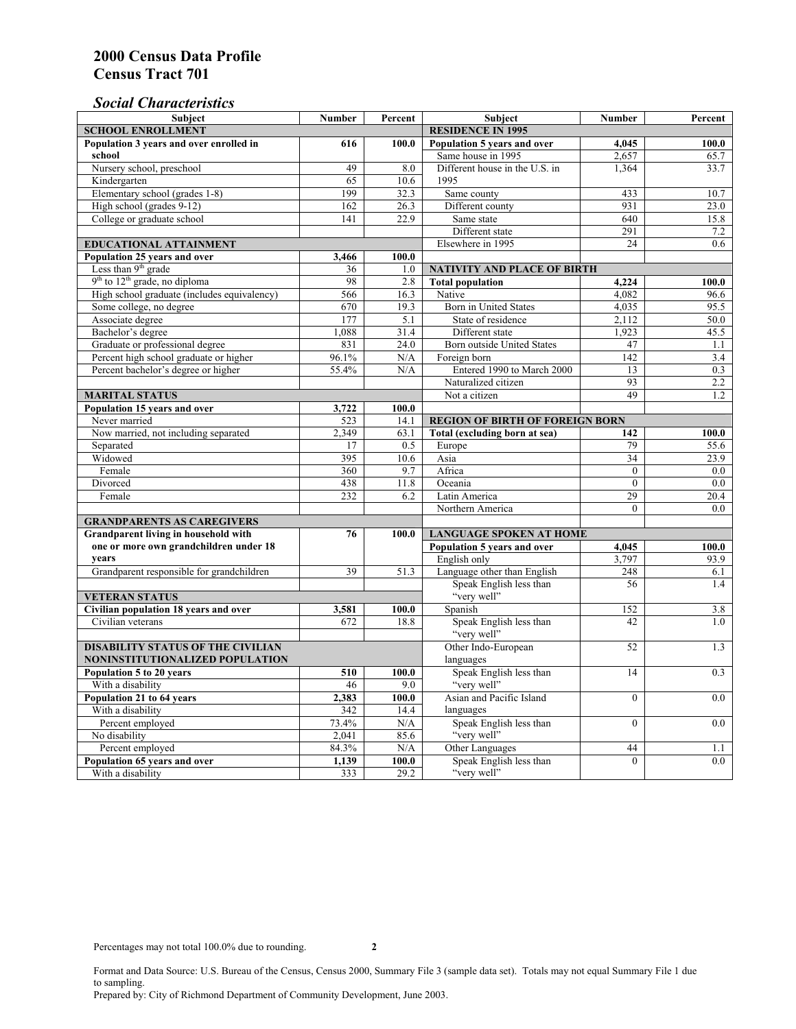## 2000 Census Data Profile
## Census Tract 701

### *Social Characteristics*

| Subject | Number | Percent |
|---|---|---|
| **SCHOOL ENROLLMENT** | | |
| **Population 3 years and over enrolled in school** | **616** | **100.0** |
| Nursery school, preschool | 49 | 8.0 |
| Kindergarten | 65 | 10.6 |
| Elementary school (grades 1-8) | 199 | 32.3 |
| High school (grades 9-12) | 162 | 26.3 |
| College or graduate school | 141 | 22.9 |
| **EDUCATIONAL ATTAINMENT** | | |
| **Population 25 years and over** | **3,466** | **100.0** |
| Less than 9th grade | 36 | 1.0 |
| 9th to 12th grade, no diploma | 98 | 2.8 |
| High school graduate (includes equivalency) | 566 | 16.3 |
| Some college, no degree | 670 | 19.3 |
| Associate degree | 177 | 5.1 |
| Bachelor's degree | 1,088 | 31.4 |
| Graduate or professional degree | 831 | 24.0 |
| Percent high school graduate or higher | 96.1% | N/A |
| Percent bachelor's degree or higher | 55.4% | N/A |
| **MARITAL STATUS** | | |
| **Population 15 years and over** | **3,722** | **100.0** |
| Never married | 523 | 14.1 |
| Now married, not including separated | 2,349 | 63.1 |
| Separated | 17 | 0.5 |
| Widowed | 395 | 10.6 |
| Female | 360 | 9.7 |
| Divorced | 438 | 11.8 |
| Female | 232 | 6.2 |
| **GRANDPARENTS AS CAREGIVERS** | | |
| **Grandparent living in household with one or more own grandchildren under 18 years** | **76** | **100.0** |
| Grandparent responsible for grandchildren | 39 | 51.3 |
| **VETERAN STATUS** | | |
| **Civilian population 18 years and over** | **3,581** | **100.0** |
| Civilian veterans | 672 | 18.8 |
| **DISABILITY STATUS OF THE CIVILIAN NONINSTITUTIONALIZED POPULATION** | | |
| **Population 5 to 20 years** | **510** | **100.0** |
| With a disability | 46 | 9.0 |
| **Population 21 to 64 years** | **2,383** | **100.0** |
| With a disability | 342 | 14.4 |
| Percent employed | 73.4% | N/A |
| No disability | 2,041 | 85.6 |
| Percent employed | 84.3% | N/A |
| **Population 65 years and over** | **1,139** | **100.0** |
| With a disability | 333 | 29.2 |

| Subject | Number | Percent |
|---|---|---|
| **RESIDENCE IN 1995** | | |
| **Population 5 years and over** | **4,045** | **100.0** |
| Same house in 1995 | 2,657 | 65.7 |
| Different house in the U.S. in 1995 | 1,364 | 33.7 |
| Same county | 433 | 10.7 |
| Different county | 931 | 23.0 |
| Same state | 640 | 15.8 |
| Different state | 291 | 7.2 |
| Elsewhere in 1995 | 24 | 0.6 |
| **NATIVITY AND PLACE OF BIRTH** | | |
| **Total population** | **4,224** | **100.0** |
| Native | 4,082 | 96.6 |
| Born in United States | 4,035 | 95.5 |
| State of residence | 2,112 | 50.0 |
| Different state | 1,923 | 45.5 |
| Born outside United States | 47 | 1.1 |
| Foreign born | 142 | 3.4 |
| Entered 1990 to March 2000 | 13 | 0.3 |
| Naturalized citizen | 93 | 2.2 |
| Not a citizen | 49 | 1.2 |
| **REGION OF BIRTH OF FOREIGN BORN** | | |
| **Total (excluding born at sea)** | **142** | **100.0** |
| Europe | 79 | 55.6 |
| Asia | 34 | 23.9 |
| Africa | 0 | 0.0 |
| Oceania | 0 | 0.0 |
| Latin America | 29 | 20.4 |
| Northern America | 0 | 0.0 |
| **LANGUAGE SPOKEN AT HOME** | | |
| **Population 5 years and over** | **4,045** | **100.0** |
| English only | 3,797 | 93.9 |
| Language other than English | 248 | 6.1 |
| Speak English less than "very well" | 56 | 1.4 |
| Spanish | 152 | 3.8 |
| Speak English less than "very well" | 42 | 1.0 |
| Other Indo-European languages | 52 | 1.3 |
| Speak English less than "very well" | 14 | 0.3 |
| Asian and Pacific Island languages | 0 | 0.0 |
| Speak English less than "very well" | 0 | 0.0 |
| Other Languages | 44 | 1.1 |
| Speak English less than "very well" | 0 | 0.0 |

Percentages may not total 100.0% due to rounding.

Format and Data Source: U.S. Bureau of the Census, Census 2000, Summary File 3 (sample data set). Totals may not equal Summary File 1 due to sampling.
Prepared by: City of Richmond Department of Community Development, June 2003.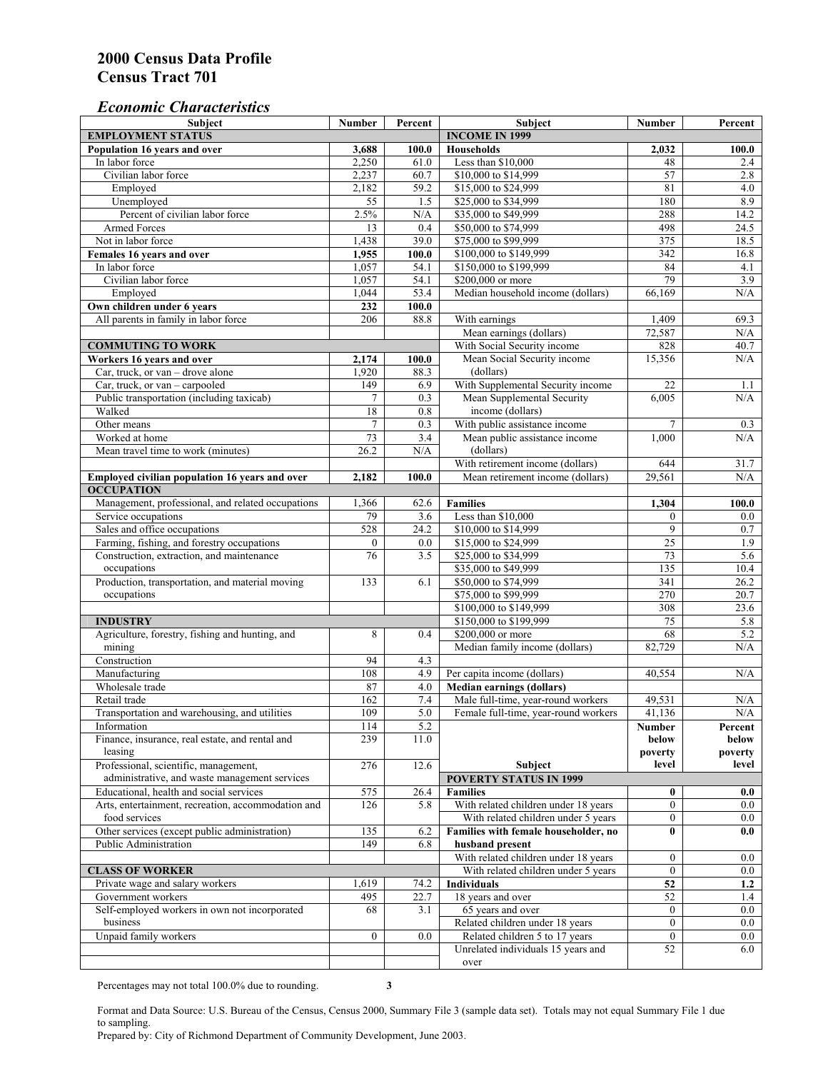# 2000 Census Data Profile
# Census Tract 701

## *Economic Characteristics*

| Subject | Number | Percent |
|---|---|---|
| **EMPLOYMENT STATUS** | | |
| **Population 16 years and over** | **3,688** | **100.0** |
| In labor force | 2,250 | 61.0 |
| Civilian labor force | 2,237 | 60.7 |
| Employed | 2,182 | 59.2 |
| Unemployed | 55 | 1.5 |
| Percent of civilian labor force | 2.5% | N/A |
| Armed Forces | 13 | 0.4 |
| Not in labor force | 1,438 | 39.0 |
| **Females 16 years and over** | **1,955** | **100.0** |
| In labor force | 1,057 | 54.1 |
| Civilian labor force | 1,057 | 54.1 |
| Employed | 1,044 | 53.4 |
| **Own children under 6 years** | **232** | **100.0** |
| All parents in family in labor force | 206 | 88.8 |
| **COMMUTING TO WORK** | | |
| **Workers 16 years and over** | **2,174** | **100.0** |
| Car, truck, or van – drove alone | 1,920 | 88.3 |
| Car, truck, or van – carpooled | 149 | 6.9 |
| Public transportation (including taxicab) | 7 | 0.3 |
| Walked | 18 | 0.8 |
| Other means | 7 | 0.3 |
| Worked at home | 73 | 3.4 |
| Mean travel time to work (minutes) | 26.2 | N/A |
| **Employed civilian population 16 years and over** | **2,182** | **100.0** |
| **OCCUPATION** | | |
| Management, professional, and related occupations | 1,366 | 62.6 |
| Service occupations | 79 | 3.6 |
| Sales and office occupations | 528 | 24.2 |
| Farming, fishing, and forestry occupations | 0 | 0.0 |
| Construction, extraction, and maintenance occupations | 76 | 3.5 |
| Production, transportation, and material moving occupations | 133 | 6.1 |
| **INDUSTRY** | | |
| Agriculture, forestry, fishing and hunting, and mining | 8 | 0.4 |
| Construction | 94 | 4.3 |
| Manufacturing | 108 | 4.9 |
| Wholesale trade | 87 | 4.0 |
| Retail trade | 162 | 7.4 |
| Transportation and warehousing, and utilities | 109 | 5.0 |
| Information | 114 | 5.2 |
| Finance, insurance, real estate, and rental and leasing | 239 | 11.0 |
| Professional, scientific, management, administrative, and waste management services | 276 | 12.6 |
| Educational, health and social services | 575 | 26.4 |
| Arts, entertainment, recreation, accommodation and food services | 126 | 5.8 |
| Other services (except public administration) | 135 | 6.2 |
| Public Administration | 149 | 6.8 |
| **CLASS OF WORKER** | | |
| Private wage and salary workers | 1,619 | 74.2 |
| Government workers | 495 | 22.7 |
| Self-employed workers in own not incorporated business | 68 | 3.1 |
| Unpaid family workers | 0 | 0.0 |

| Subject | Number | Percent |
|---|---|---|
| **INCOME IN 1999** | | |
| **Households** | **2,032** | **100.0** |
| Less than $10,000 | 48 | 2.4 |
| $10,000 to $14,999 | 57 | 2.8 |
| $15,000 to $24,999 | 81 | 4.0 |
| $25,000 to $34,999 | 180 | 8.9 |
| $35,000 to $49,999 | 288 | 14.2 |
| $50,000 to $74,999 | 498 | 24.5 |
| $75,000 to $99,999 | 375 | 18.5 |
| $100,000 to $149,999 | 342 | 16.8 |
| $150,000 to $199,999 | 84 | 4.1 |
| $200,000 or more | 79 | 3.9 |
| Median household income (dollars) | 66,169 | N/A |
| With earnings | 1,409 | 69.3 |
| Mean earnings (dollars) | 72,587 | N/A |
| With Social Security income | 828 | 40.7 |
| Mean Social Security income (dollars) | 15,356 | N/A |
| With Supplemental Security income | 22 | 1.1 |
| Mean Supplemental Security income (dollars) | 6,005 | N/A |
| With public assistance income | 7 | 0.3 |
| Mean public assistance income (dollars) | 1,000 | N/A |
| With retirement income (dollars) | 644 | 31.7 |
| Mean retirement income (dollars) | 29,561 | N/A |
| **Families** | **1,304** | **100.0** |
| Less than $10,000 | 0 | 0.0 |
| $10,000 to $14,999 | 9 | 0.7 |
| $15,000 to $24,999 | 25 | 1.9 |
| $25,000 to $34,999 | 73 | 5.6 |
| $35,000 to $49,999 | 135 | 10.4 |
| $50,000 to $74,999 | 341 | 26.2 |
| $75,000 to $99,999 | 270 | 20.7 |
| $100,000 to $149,999 | 308 | 23.6 |
| $150,000 to $199,999 | 75 | 5.8 |
| $200,000 or more | 68 | 5.2 |
| Median family income (dollars) | 82,729 | N/A |
| Per capita income (dollars) | 40,554 | N/A |
| **Median earnings (dollars)** | | |
| Male full-time, year-round workers | 49,531 | N/A |
| Female full-time, year-round workers | 41,136 | N/A |

| Subject | Number below poverty level | Percent below poverty level |
|---|---|---|
| **POVERTY STATUS IN 1999** | | |
| **Families** | **0** | **0.0** |
| With related children under 18 years | 0 | 0.0 |
| With related children under 5 years | 0 | 0.0 |
| **Families with female householder, no husband present** | **0** | **0.0** |
| With related children under 18 years | 0 | 0.0 |
| With related children under 5 years | 0 | 0.0 |
| **Individuals** | **52** | **1.2** |
| 18 years and over | 52 | 1.4 |
| 65 years and over | 0 | 0.0 |
| Related children under 18 years | 0 | 0.0 |
| Related children 5 to 17 years | 0 | 0.0 |
| Unrelated individuals 15 years and over | 52 | 6.0 |

Percentages may not total 100.0% due to rounding.

Format and Data Source: U.S. Bureau of the Census, Census 2000, Summary File 3 (sample data set). Totals may not equal Summary File 1 due to sampling.
Prepared by: City of Richmond Department of Community Development, June 2003.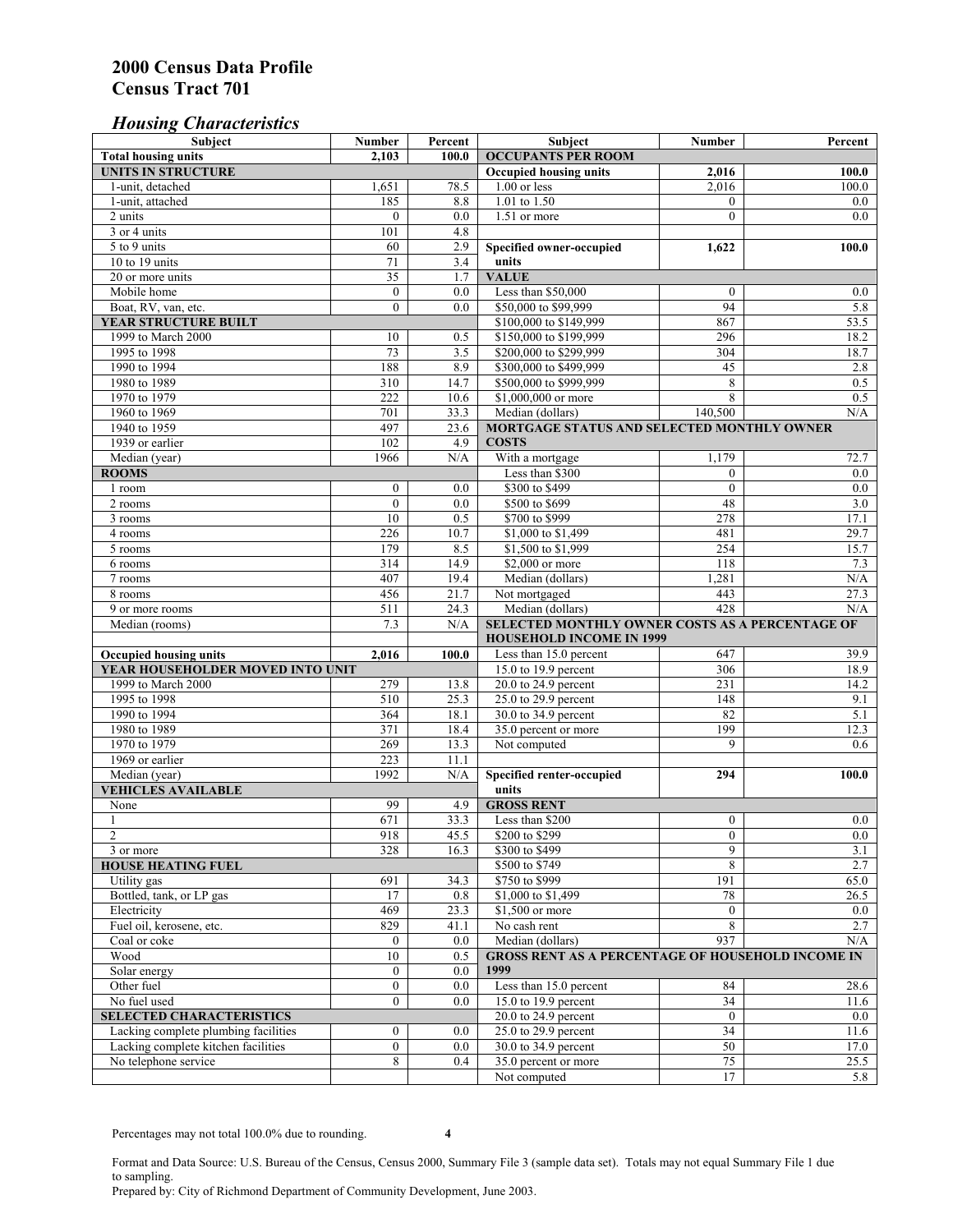# 2000 Census Data Profile
# Census Tract 701

## *Housing Characteristics*

| Subject | Number | Percent | Subject | Number | Percent |
|---|---|---|---|---|---|
| **Total housing units** | **2,103** | **100.0** | **OCCUPANTS PER ROOM** | | |
| **UNITS IN STRUCTURE** | | | **Occupied housing units** | **2,016** | **100.0** |
| 1-unit, detached | 1,651 | 78.5 | 1.00 or less | 2,016 | 100.0 |
| 1-unit, attached | 185 | 8.8 | 1.01 to 1.50 | 0 | 0.0 |
| 2 units | 0 | 0.0 | 1.51 or more | 0 | 0.0 |
| 3 or 4 units | 101 | 4.8 | | | |
| 5 to 9 units | 60 | 2.9 | **Specified owner-occupied units** | **1,622** | **100.0** |
| 10 to 19 units | 71 | 3.4 | | | |
| 20 or more units | 35 | 1.7 | **VALUE** | | |
| Mobile home | 0 | 0.0 | Less than $50,000 | 0 | 0.0 |
| Boat, RV, van, etc. | 0 | 0.0 | $50,000 to $99,999 | 94 | 5.8 |
| **YEAR STRUCTURE BUILT** | | | $100,000 to $149,999 | 867 | 53.5 |
| 1999 to March 2000 | 10 | 0.5 | $150,000 to $199,999 | 296 | 18.2 |
| 1995 to 1998 | 73 | 3.5 | $200,000 to $299,999 | 304 | 18.7 |
| 1990 to 1994 | 188 | 8.9 | $300,000 to $499,999 | 45 | 2.8 |
| 1980 to 1989 | 310 | 14.7 | $500,000 to $999,999 | 8 | 0.5 |
| 1970 to 1979 | 222 | 10.6 | $1,000,000 or more | 8 | 0.5 |
| 1960 to 1969 | 701 | 33.3 | Median (dollars) | 140,500 | N/A |
| 1940 to 1959 | 497 | 23.6 | **MORTGAGE STATUS AND SELECTED MONTHLY OWNER COSTS** | | |
| 1939 or earlier | 102 | 4.9 | | | |
| Median (year) | 1966 | N/A | With a mortgage | 1,179 | 72.7 |
| **ROOMS** | | | Less than $300 | 0 | 0.0 |
| 1 room | 0 | 0.0 | $300 to $499 | 0 | 0.0 |
| 2 rooms | 0 | 0.0 | $500 to $699 | 48 | 3.0 |
| 3 rooms | 10 | 0.5 | $700 to $999 | 278 | 17.1 |
| 4 rooms | 226 | 10.7 | $1,000 to $1,499 | 481 | 29.7 |
| 5 rooms | 179 | 8.5 | $1,500 to $1,999 | 254 | 15.7 |
| 6 rooms | 314 | 14.9 | $2,000 or more | 118 | 7.3 |
| 7 rooms | 407 | 19.4 | Median (dollars) | 1,281 | N/A |
| 8 rooms | 456 | 21.7 | Not mortgaged | 443 | 27.3 |
| 9 or more rooms | 511 | 24.3 | Median (dollars) | 428 | N/A |
| Median (rooms) | 7.3 | N/A | **SELECTED MONTHLY OWNER COSTS AS A PERCENTAGE OF HOUSEHOLD INCOME IN 1999** | | |
| | | | | | |
| **Occupied housing units** | **2,016** | **100.0** | Less than 15.0 percent | 647 | 39.9 |
| **YEAR HOUSEHOLDER MOVED INTO UNIT** | | | 15.0 to 19.9 percent | 306 | 18.9 |
| 1999 to March 2000 | 279 | 13.8 | 20.0 to 24.9 percent | 231 | 14.2 |
| 1995 to 1998 | 510 | 25.3 | 25.0 to 29.9 percent | 148 | 9.1 |
| 1990 to 1994 | 364 | 18.1 | 30.0 to 34.9 percent | 82 | 5.1 |
| 1980 to 1989 | 371 | 18.4 | 35.0 percent or more | 199 | 12.3 |
| 1970 to 1979 | 269 | 13.3 | Not computed | 9 | 0.6 |
| 1969 or earlier | 223 | 11.1 | | | |
| Median (year) | 1992 | N/A | **Specified renter-occupied units** | **294** | **100.0** |
| **VEHICLES AVAILABLE** | | | | | |
| None | 99 | 4.9 | **GROSS RENT** | | |
| 1 | 671 | 33.3 | Less than $200 | 0 | 0.0 |
| 2 | 918 | 45.5 | $200 to $299 | 0 | 0.0 |
| 3 or more | 328 | 16.3 | $300 to $499 | 9 | 3.1 |
| **HOUSE HEATING FUEL** | | | $500 to $749 | 8 | 2.7 |
| Utility gas | 691 | 34.3 | $750 to $999 | 191 | 65.0 |
| Bottled, tank, or LP gas | 17 | 0.8 | $1,000 to $1,499 | 78 | 26.5 |
| Electricity | 469 | 23.3 | $1,500 or more | 0 | 0.0 |
| Fuel oil, kerosene, etc. | 829 | 41.1 | No cash rent | 8 | 2.7 |
| Coal or coke | 0 | 0.0 | Median (dollars) | 937 | N/A |
| Wood | 10 | 0.5 | **GROSS RENT AS A PERCENTAGE OF HOUSEHOLD INCOME IN 1999** | | |
| Solar energy | 0 | 0.0 | | | |
| Other fuel | 0 | 0.0 | Less than 15.0 percent | 84 | 28.6 |
| No fuel used | 0 | 0.0 | 15.0 to 19.9 percent | 34 | 11.6 |
| **SELECTED CHARACTERISTICS** | | | 20.0 to 24.9 percent | 0 | 0.0 |
| Lacking complete plumbing facilities | 0 | 0.0 | 25.0 to 29.9 percent | 34 | 11.6 |
| Lacking complete kitchen facilities | 0 | 0.0 | 30.0 to 34.9 percent | 50 | 17.0 |
| No telephone service | 8 | 0.4 | 35.0 percent or more | 75 | 25.5 |
| | | | Not computed | 17 | 5.8 |

Percentages may not total 100.0% due to rounding.

Format and Data Source: U.S. Bureau of the Census, Census 2000, Summary File 3 (sample data set). Totals may not equal Summary File 1 due to sampling.
Prepared by: City of Richmond Department of Community Development, June 2003.